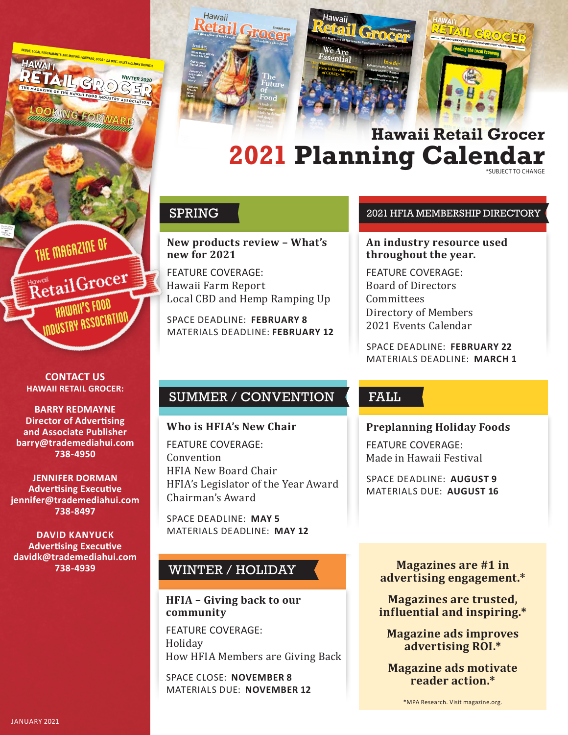# Hawaii Retail Grocer

# 2021 Planning Calendar

*SUBJECT TO CHANGE

## SPRING

**New products review – What's new for 2021**

FEATURE COVERAGE:
Hawaii Farm Report
Local CBD and Hemp Ramping Up

SPACE DEADLINE: **FEBRUARY 8**
MATERIALS DEADLINE: **FEBRUARY 12**

## 2021 HFIA MEMBERSHIP DIRECTORY

**An industry resource used throughout the year.**

FEATURE COVERAGE:
Board of Directors
Committees
Directory of Members
2021 Events Calendar

SPACE DEADLINE: **FEBRUARY 22**
MATERIALS DEADLINE: **MARCH 1**

## SUMMER / CONVENTION

**Who is HFIA's New Chair**

FEATURE COVERAGE:
Convention
HFIA New Board Chair
HFIA's Legislator of the Year Award
Chairman's Award

SPACE DEADLINE: **MAY 5**
MATERIALS DEADLINE: **MAY 12**

## FALL

**Preplanning Holiday Foods**

FEATURE COVERAGE:
Made in Hawaii Festival

SPACE DEADLINE: **AUGUST 9**
MATERIALS DUE: **AUGUST 16**

## WINTER / HOLIDAY

**HFIA – Giving back to our community**

FEATURE COVERAGE:
Holiday
How HFIA Members are Giving Back

SPACE CLOSE: **NOVEMBER 8**
MATERIALS DUE: **NOVEMBER 12**

**Magazines are #1 in advertising engagement.***

**Magazines are trusted, influential and inspiring.***

**Magazine ads improves advertising ROI.***

**Magazine ads motivate reader action.***

*MPA Research. Visit magazine.org.

THE MAGAZINE OF Hawaii Retail Grocer HAWAII'S FOOD INDUSTRY ASSOCIATION

**CONTACT US**
**HAWAII RETAIL GROCER:**

**BARRY REDMAYNE**
Director of Advertising and Associate Publisher
barry@trademediahui.com
738-4950

**JENNIFER DORMAN**
Advertising Executive
jennifer@trademediahui.com
738-8497

**DAVID KANYUCK**
Advertising Executive
davidk@trademediahui.com
738-4939

JANUARY 2021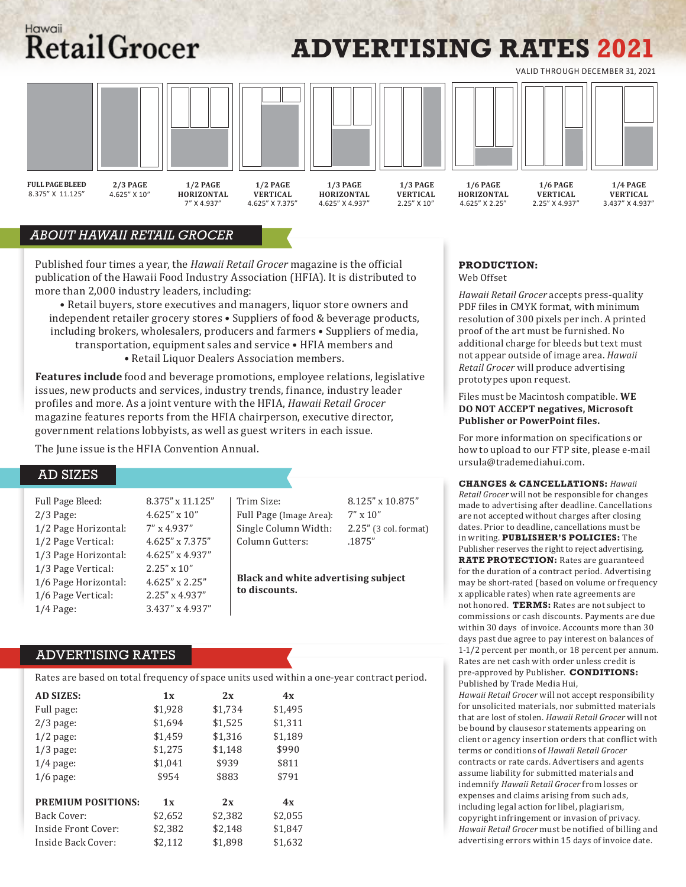Hawaii

# Retail Grocer

# ADVERTISING RATES 2021

VALID THROUGH DECEMBER 31, 2021

**FULL PAGE BLEED** 8.375" X 11.125"

**2/3 PAGE** 4.625" X 10"

**1/2 PAGE HORIZONTAL** 7" X 4.937"

**1/2 PAGE VERTICAL** 4.625" X 7.375"

**1/3 PAGE HORIZONTAL** 4.625" X 4.937"

**1/3 PAGE VERTICAL** 2.25" X 10"

**1/6 PAGE HORIZONTAL** 4.625" X 2.25"

**1/6 PAGE VERTICAL** 2.25" X 4.937"

**1/4 PAGE VERTICAL** 3.437" X 4.937"

## *ABOUT HAWAII RETAIL GROCER*

Published four times a year, the *Hawaii Retail Grocer* magazine is the official publication of the Hawaii Food Industry Association (HFIA). It is distributed to more than 2,000 industry leaders, including:

• Retail buyers, store executives and managers, liquor store owners and independent retailer grocery stores • Suppliers of food & beverage products, including brokers, wholesalers, producers and farmers • Suppliers of media, transportation, equipment sales and service • HFIA members and • Retail Liquor Dealers Association members.

**Features include** food and beverage promotions, employee relations, legislative issues, new products and services, industry trends, finance, industry leader profiles and more. As a joint venture with the HFIA, *Hawaii Retail Grocer* magazine features reports from the HFIA chairperson, executive director, government relations lobbyists, as well as guest writers in each issue.

The June issue is the HFIA Convention Annual.

## AD SIZES

| | |
|---|---|
| Full Page Bleed: | 8.375" x 11.125" |
| 2/3 Page: | 4.625" x 10" |
| 1/2 Page Horizontal: | 7" x 4.937" |
| 1/2 Page Vertical: | 4.625" x 7.375" |
| 1/3 Page Horizontal: | 4.625" x 4.937" |
| 1/3 Page Vertical: | 2.25" x 10" |
| 1/6 Page Horizontal: | 4.625" x 2.25" |
| 1/6 Page Vertical: | 2.25" x 4.937" |
| 1/4 Page: | 3.437" x 4.937" |

| | |
|---|---|
| Trim Size: | 8.125" x 10.875" |
| Full Page (Image Area): | 7" x 10" |
| Single Column Width: | 2.25" (3 col. format) |
| Column Gutters: | .1875" |

**Black and white advertising subject to discounts.**

## ADVERTISING RATES

Rates are based on total frequency of space units used within a one-year contract period.

| AD SIZES: | 1x | 2x | 4x |
|---|---|---|---|
| Full page: | $1,928 | $1,734 | $1,495 |
| 2/3 page: | $1,694 | $1,525 | $1,311 |
| 1/2 page: | $1,459 | $1,316 | $1,189 |
| 1/3 page: | $1,275 | $1,148 | $990 |
| 1/4 page: | $1,041 | $939 | $811 |
| 1/6 page: | $954 | $883 | $791 |

| PREMIUM POSITIONS: | 1x | 2x | 4x |
|---|---|---|---|
| Back Cover: | $2,652 | $2,382 | $2,055 |
| Inside Front Cover: | $2,382 | $2,148 | $1,847 |
| Inside Back Cover: | $2,112 | $1,898 | $1,632 |

**PRODUCTION:**
Web Offset

*Hawaii Retail Grocer* accepts press-quality PDF files in CMYK format, with minimum resolution of 300 pixels per inch. A printed proof of the art must be furnished. No additional charge for bleeds but text must not appear outside of image area. *Hawaii Retail Grocer* will produce advertising prototypes upon request.

Files must be Macintosh compatible. **WE DO NOT ACCEPT negatives, Microsoft Publisher or PowerPoint files.**

For more information on specifications or how to upload to our FTP site, please e-mail ursula@trademediahui.com.

**CHANGES & CANCELLATIONS:** *Hawaii Retail Grocer* will not be responsible for changes made to advertising after deadline. Cancellations are not accepted without charges after closing dates. Prior to deadline, cancellations must be in writing. **PUBLISHER'S POLICIES:** The Publisher reserves the right to reject advertising. **RATE PROTECTION:** Rates are guaranteed for the duration of a contract period. Advertising may be short-rated (based on volume or frequency x applicable rates) when rate agreements are not honored. **TERMS:** Rates are not subject to commissions or cash discounts. Payments are due within 30 days of invoice. Accounts more than 30 days past due agree to pay interest on balances of 1-1/2 percent per month, or 18 percent per annum. Rates are net cash with order unless credit is pre-approved by Publisher. **CONDITIONS:** Published by Trade Media Hui, *Hawaii Retail Grocer* will not accept responsibility for unsolicited materials, nor submitted materials that are lost of stolen. *Hawaii Retail Grocer* will not be bound by clausesor statements appearing on client or agency insertion orders that conflict with terms or conditions of *Hawaii Retail Grocer* contracts or rate cards. Advertisers and agents assume liability for submitted materials and indemnify *Hawaii Retail Grocer* from losses or expenses and claims arising from such ads, including legal action for libel, plagiarism, copyright infringement or invasion of privacy. *Hawaii Retail Grocer* must be notified of billing and advertising errors within 15 days of invoice date.